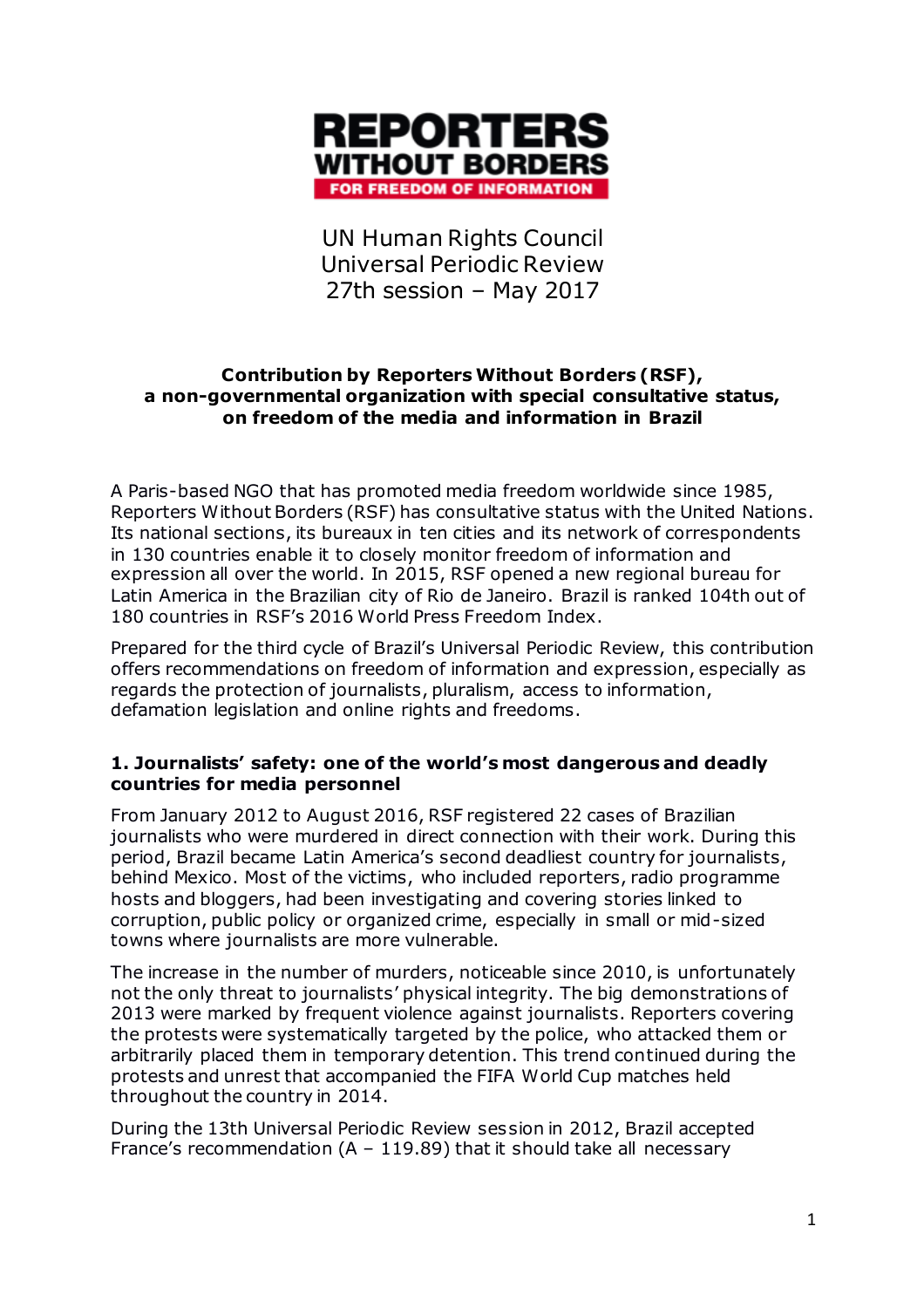**REPORTERS WITHOUT BORDERS**
**FOR FREEDOM OF INFORMATION**

# UN Human Rights Council Universal Periodic Review 27th session – May 2017

**Contribution by Reporters Without Borders (RSF), a non-governmental organization with special consultative status, on freedom of the media and information in Brazil**

A Paris-based NGO that has promoted media freedom worldwide since 1985, Reporters Without Borders (RSF) has consultative status with the United Nations. Its national sections, its bureaux in ten cities and its network of correspondents in 130 countries enable it to closely monitor freedom of information and expression all over the world. In 2015, RSF opened a new regional bureau for Latin America in the Brazilian city of Rio de Janeiro. Brazil is ranked 104th out of 180 countries in RSF's 2016 World Press Freedom Index.

Prepared for the third cycle of Brazil's Universal Periodic Review, this contribution offers recommendations on freedom of information and expression, especially as regards the protection of journalists, pluralism, access to information, defamation legislation and online rights and freedoms.

## 1. Journalists' safety: one of the world's most dangerous and deadly countries for media personnel

From January 2012 to August 2016, RSF registered 22 cases of Brazilian journalists who were murdered in direct connection with their work. During this period, Brazil became Latin America's second deadliest country for journalists, behind Mexico. Most of the victims, who included reporters, radio programme hosts and bloggers, had been investigating and covering stories linked to corruption, public policy or organized crime, especially in small or mid-sized towns where journalists are more vulnerable.

The increase in the number of murders, noticeable since 2010, is unfortunately not the only threat to journalists' physical integrity. The big demonstrations of 2013 were marked by frequent violence against journalists. Reporters covering the protests were systematically targeted by the police, who attacked them or arbitrarily placed them in temporary detention. This trend continued during the protests and unrest that accompanied the FIFA World Cup matches held throughout the country in 2014.

During the 13th Universal Periodic Review session in 2012, Brazil accepted France's recommendation (A – 119.89) that it should take all necessary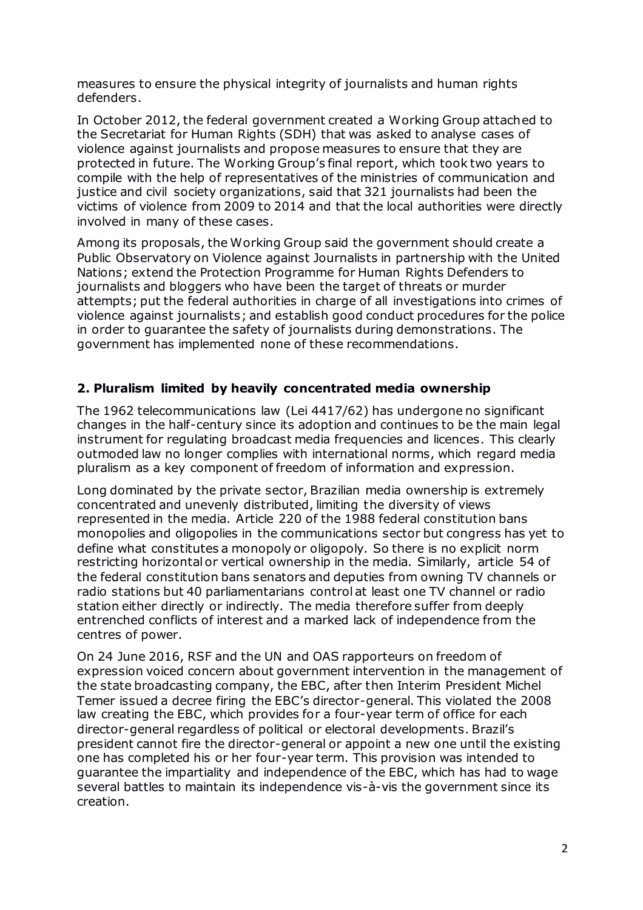measures to ensure the physical integrity of journalists and human rights defenders.

In October 2012, the federal government created a Working Group attached to the Secretariat for Human Rights (SDH) that was asked to analyse cases of violence against journalists and propose measures to ensure that they are protected in future. The Working Group's final report, which took two years to compile with the help of representatives of the ministries of communication and justice and civil society organizations, said that 321 journalists had been the victims of violence from 2009 to 2014 and that the local authorities were directly involved in many of these cases.

Among its proposals, the Working Group said the government should create a Public Observatory on Violence against Journalists in partnership with the United Nations; extend the Protection Programme for Human Rights Defenders to journalists and bloggers who have been the target of threats or murder attempts; put the federal authorities in charge of all investigations into crimes of violence against journalists; and establish good conduct procedures for the police in order to guarantee the safety of journalists during demonstrations. The government has implemented none of these recommendations.

## 2. Pluralism limited by heavily concentrated media ownership

The 1962 telecommunications law (Lei 4417/62) has undergone no significant changes in the half-century since its adoption and continues to be the main legal instrument for regulating broadcast media frequencies and licences. This clearly outmoded law no longer complies with international norms, which regard media pluralism as a key component of freedom of information and expression.

Long dominated by the private sector, Brazilian media ownership is extremely concentrated and unevenly distributed, limiting the diversity of views represented in the media. Article 220 of the 1988 federal constitution bans monopolies and oligopolies in the communications sector but congress has yet to define what constitutes a monopoly or oligopoly. So there is no explicit norm restricting horizontal or vertical ownership in the media. Similarly, article 54 of the federal constitution bans senators and deputies from owning TV channels or radio stations but 40 parliamentarians control at least one TV channel or radio station either directly or indirectly. The media therefore suffer from deeply entrenched conflicts of interest and a marked lack of independence from the centres of power.

On 24 June 2016, RSF and the UN and OAS rapporteurs on freedom of expression voiced concern about government intervention in the management of the state broadcasting company, the EBC, after then Interim President Michel Temer issued a decree firing the EBC's director-general. This violated the 2008 law creating the EBC, which provides for a four-year term of office for each director-general regardless of political or electoral developments. Brazil's president cannot fire the director-general or appoint a new one until the existing one has completed his or her four-year term. This provision was intended to guarantee the impartiality and independence of the EBC, which has had to wage several battles to maintain its independence vis-à-vis the government since its creation.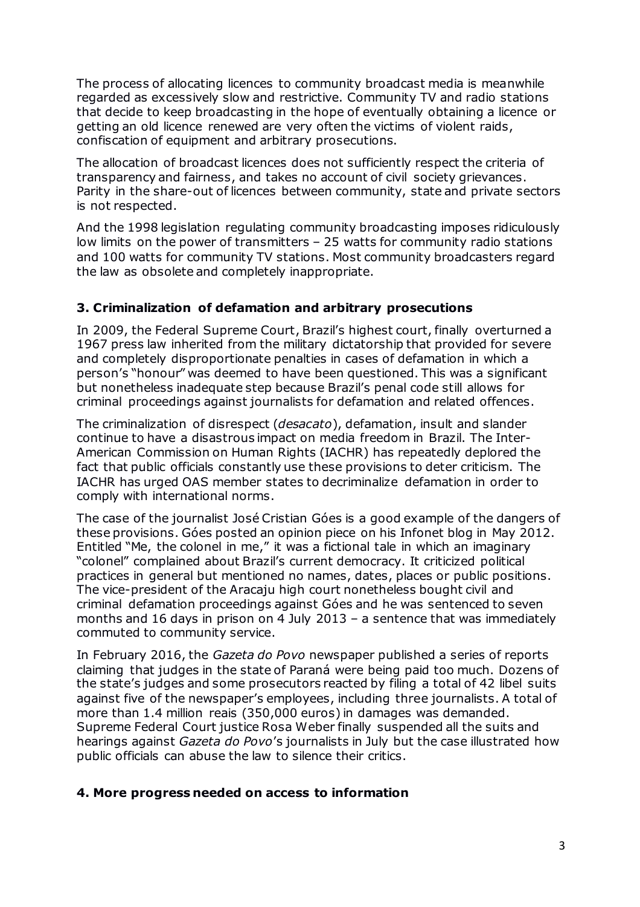The process of allocating licences to community broadcast media is meanwhile regarded as excessively slow and restrictive. Community TV and radio stations that decide to keep broadcasting in the hope of eventually obtaining a licence or getting an old licence renewed are very often the victims of violent raids, confiscation of equipment and arbitrary prosecutions.

The allocation of broadcast licences does not sufficiently respect the criteria of transparency and fairness, and takes no account of civil society grievances. Parity in the share-out of licences between community, state and private sectors is not respected.

And the 1998 legislation regulating community broadcasting imposes ridiculously low limits on the power of transmitters – 25 watts for community radio stations and 100 watts for community TV stations. Most community broadcasters regard the law as obsolete and completely inappropriate.

### 3. Criminalization of defamation and arbitrary prosecutions

In 2009, the Federal Supreme Court, Brazil's highest court, finally overturned a 1967 press law inherited from the military dictatorship that provided for severe and completely disproportionate penalties in cases of defamation in which a person's "honour" was deemed to have been questioned. This was a significant but nonetheless inadequate step because Brazil's penal code still allows for criminal proceedings against journalists for defamation and related offences.

The criminalization of disrespect (*desacato*), defamation, insult and slander continue to have a disastrous impact on media freedom in Brazil. The Inter-American Commission on Human Rights (IACHR) has repeatedly deplored the fact that public officials constantly use these provisions to deter criticism. The IACHR has urged OAS member states to decriminalize defamation in order to comply with international norms.

The case of the journalist José Cristian Góes is a good example of the dangers of these provisions. Góes posted an opinion piece on his Infonet blog in May 2012. Entitled "Me, the colonel in me," it was a fictional tale in which an imaginary "colonel" complained about Brazil's current democracy. It criticized political practices in general but mentioned no names, dates, places or public positions. The vice-president of the Aracaju high court nonetheless bought civil and criminal defamation proceedings against Góes and he was sentenced to seven months and 16 days in prison on 4 July 2013 – a sentence that was immediately commuted to community service.

In February 2016, the *Gazeta do Povo* newspaper published a series of reports claiming that judges in the state of Paraná were being paid too much. Dozens of the state's judges and some prosecutors reacted by filing a total of 42 libel suits against five of the newspaper's employees, including three journalists. A total of more than 1.4 million reais (350,000 euros) in damages was demanded. Supreme Federal Court justice Rosa Weber finally suspended all the suits and hearings against *Gazeta do Povo*'s journalists in July but the case illustrated how public officials can abuse the law to silence their critics.

### 4. More progress needed on access to information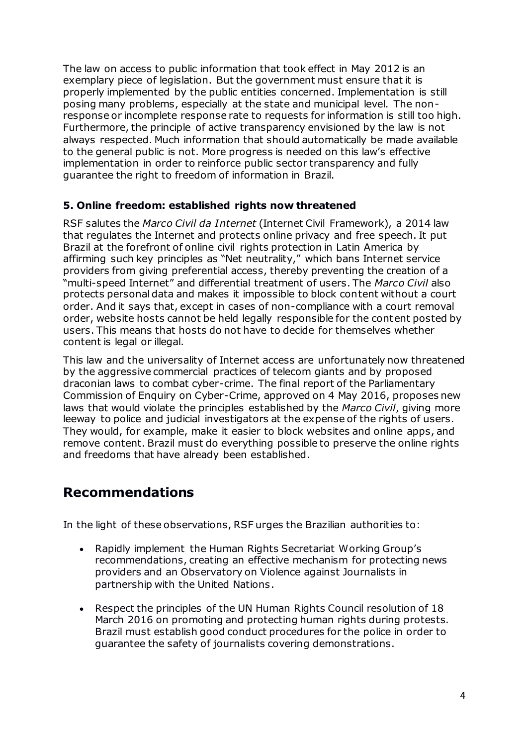The law on access to public information that took effect in May 2012 is an exemplary piece of legislation. But the government must ensure that it is properly implemented by the public entities concerned. Implementation is still posing many problems, especially at the state and municipal level. The non-response or incomplete response rate to requests for information is still too high. Furthermore, the principle of active transparency envisioned by the law is not always respected. Much information that should automatically be made available to the general public is not. More progress is needed on this law's effective implementation in order to reinforce public sector transparency and fully guarantee the right to freedom of information in Brazil.

### 5. Online freedom: established rights now threatened

RSF salutes the *Marco Civil da Internet* (Internet Civil Framework), a 2014 law that regulates the Internet and protects online privacy and free speech. It put Brazil at the forefront of online civil rights protection in Latin America by affirming such key principles as "Net neutrality," which bans Internet service providers from giving preferential access, thereby preventing the creation of a "multi-speed Internet" and differential treatment of users. The *Marco Civil* also protects personal data and makes it impossible to block content without a court order. And it says that, except in cases of non-compliance with a court removal order, website hosts cannot be held legally responsible for the content posted by users. This means that hosts do not have to decide for themselves whether content is legal or illegal.

This law and the universality of Internet access are unfortunately now threatened by the aggressive commercial practices of telecom giants and by proposed draconian laws to combat cyber-crime. The final report of the Parliamentary Commission of Enquiry on Cyber-Crime, approved on 4 May 2016, proposes new laws that would violate the principles established by the *Marco Civil*, giving more leeway to police and judicial investigators at the expense of the rights of users. They would, for example, make it easier to block websites and online apps, and remove content. Brazil must do everything possible to preserve the online rights and freedoms that have already been established.

## Recommendations

In the light of these observations, RSF urges the Brazilian authorities to:

- Rapidly implement the Human Rights Secretariat Working Group's recommendations, creating an effective mechanism for protecting news providers and an Observatory on Violence against Journalists in partnership with the United Nations.

- Respect the principles of the UN Human Rights Council resolution of 18 March 2016 on promoting and protecting human rights during protests. Brazil must establish good conduct procedures for the police in order to guarantee the safety of journalists covering demonstrations.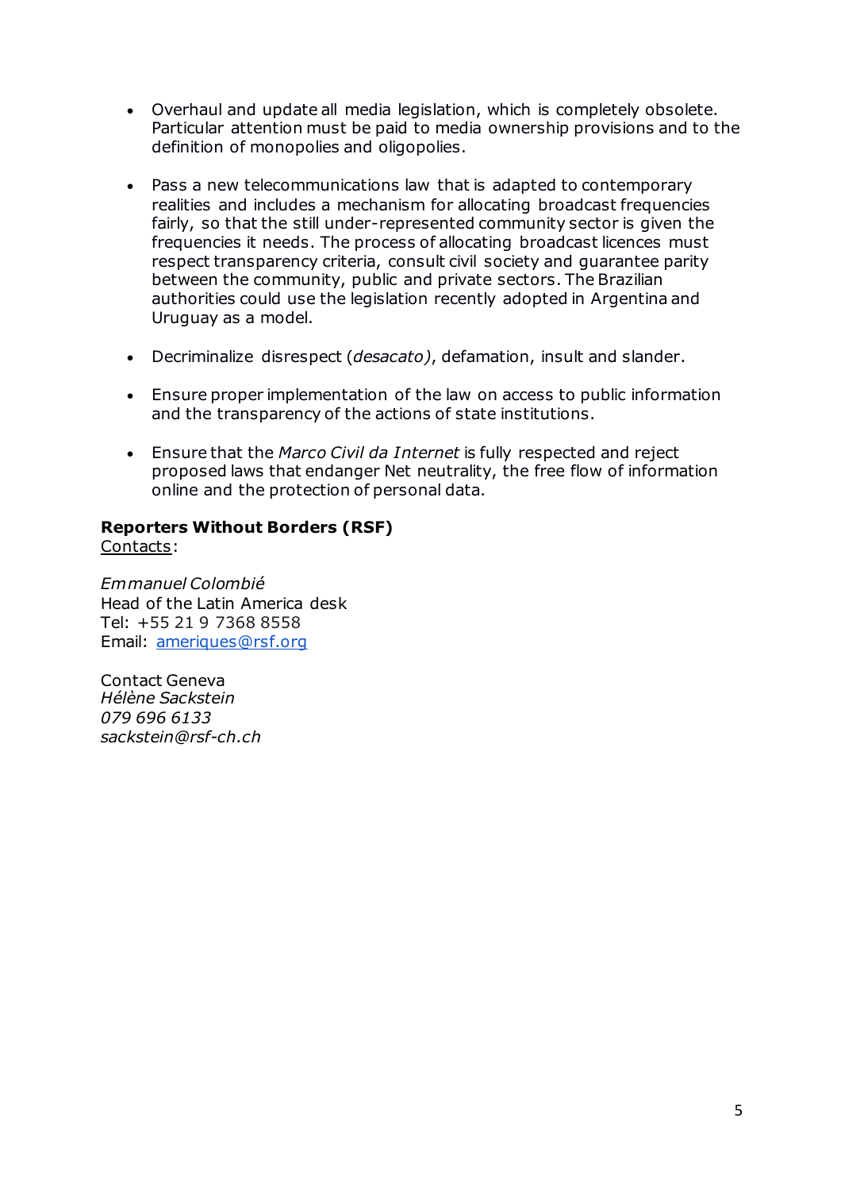- Overhaul and update all media legislation, which is completely obsolete. Particular attention must be paid to media ownership provisions and to the definition of monopolies and oligopolies.

- Pass a new telecommunications law that is adapted to contemporary realities and includes a mechanism for allocating broadcast frequencies fairly, so that the still under-represented community sector is given the frequencies it needs. The process of allocating broadcast licences must respect transparency criteria, consult civil society and guarantee parity between the community, public and private sectors. The Brazilian authorities could use the legislation recently adopted in Argentina and Uruguay as a model.

- Decriminalize disrespect (*desacato)*, defamation, insult and slander.

- Ensure proper implementation of the law on access to public information and the transparency of the actions of state institutions.

- Ensure that the *Marco Civil da Internet* is fully respected and reject proposed laws that endanger Net neutrality, the free flow of information online and the protection of personal data.

**Reporters Without Borders (RSF)**
Contacts:

*Emmanuel Colombié*
Head of the Latin America desk
Tel: +55 21 9 7368 8558
Email: ameriques@rsf.org

Contact Geneva
*Hélène Sackstein*
*079 696 6133*
*sackstein@rsf-ch.ch*